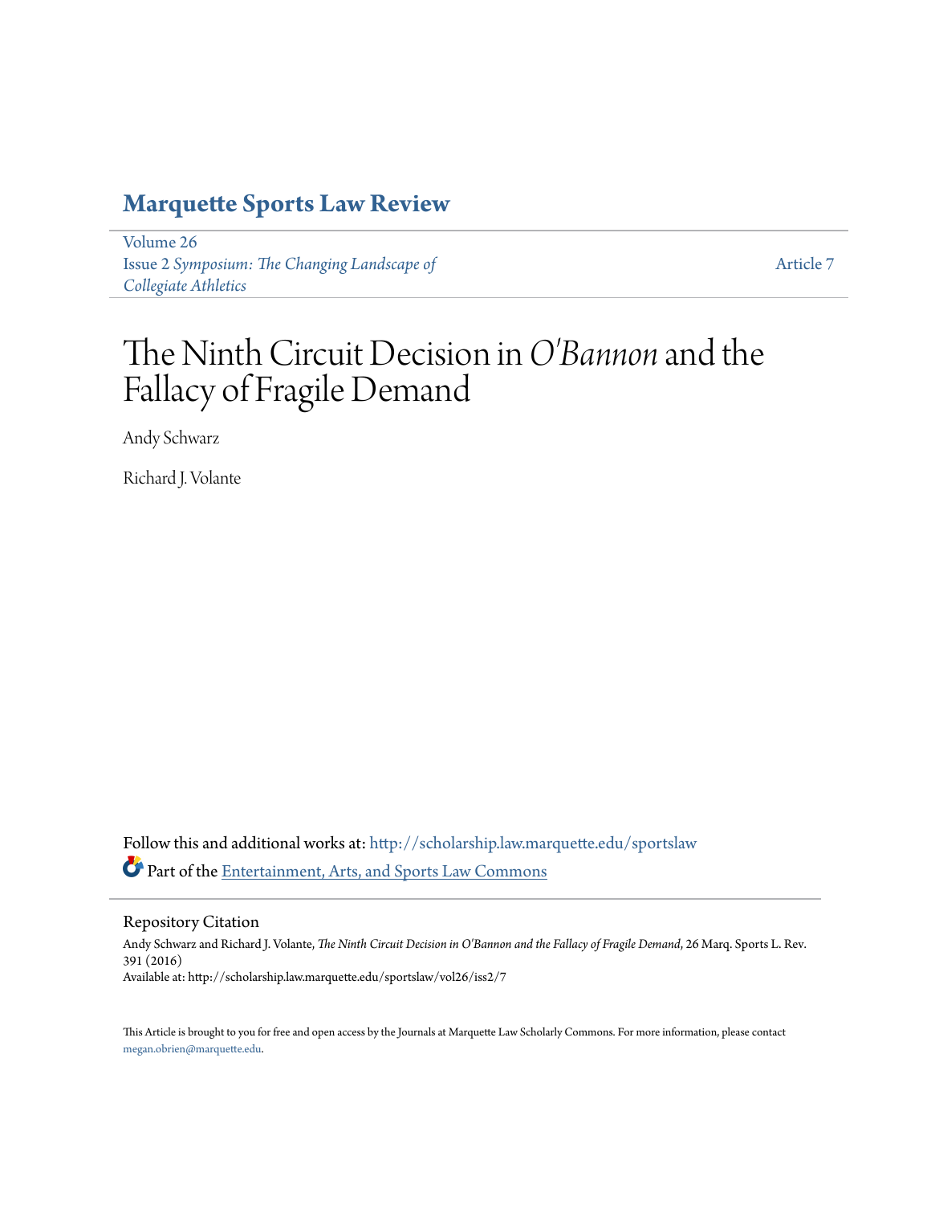# Marquette Sports Law Review

Volume 26
Issue 2 *Symposium: The Changing Landscape of Collegiate Athletics*

Article 7

# The Ninth Circuit Decision in *O'Bannon* and the Fallacy of Fragile Demand

Andy Schwarz

Richard J. Volante

Follow this and additional works at: http://scholarship.law.marquette.edu/sportslaw

Part of the Entertainment, Arts, and Sports Law Commons

## Repository Citation

Andy Schwarz and Richard J. Volante, *The Ninth Circuit Decision in O'Bannon and the Fallacy of Fragile Demand*, 26 Marq. Sports L. Rev. 391 (2016)

Available at: http://scholarship.law.marquette.edu/sportslaw/vol26/iss2/7

This Article is brought to you for free and open access by the Journals at Marquette Law Scholarly Commons. For more information, please contact megan.obrien@marquette.edu.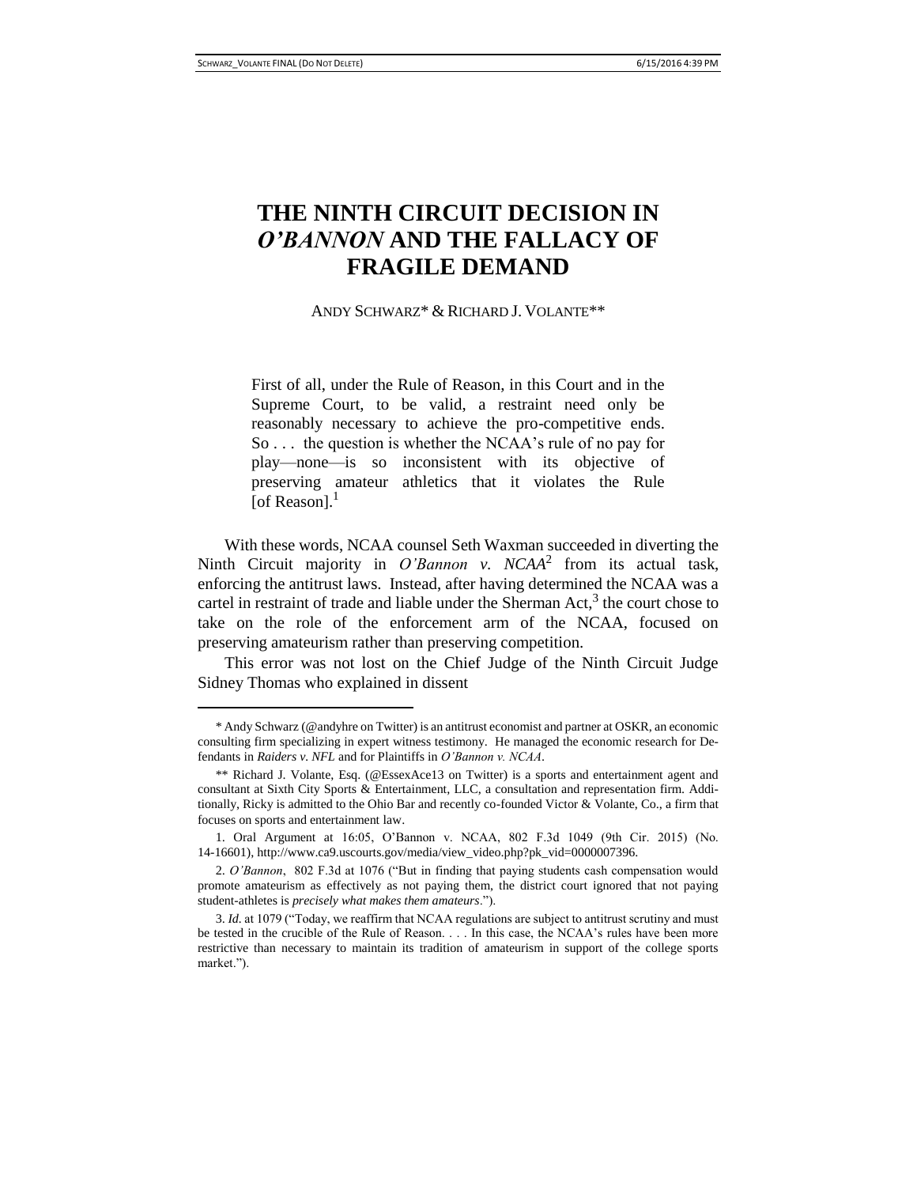# THE NINTH CIRCUIT DECISION IN *O'BANNON* AND THE FALLACY OF FRAGILE DEMAND

ANDY SCHWARZ* & RICHARD J. VOLANTE**

> First of all, under the Rule of Reason, in this Court and in the Supreme Court, to be valid, a restraint need only be reasonably necessary to achieve the pro-competitive ends. So . . . the question is whether the NCAA's rule of no pay for play—none—is so inconsistent with its objective of preserving amateur athletics that it violates the Rule [of Reason].[1]

With these words, NCAA counsel Seth Waxman succeeded in diverting the Ninth Circuit majority in *O'Bannon v. NCAA*[2] from its actual task, enforcing the antitrust laws. Instead, after having determined the NCAA was a cartel in restraint of trade and liable under the Sherman Act,[3] the court chose to take on the role of the enforcement arm of the NCAA, focused on preserving amateurism rather than preserving competition.

This error was not lost on the Chief Judge of the Ninth Circuit Judge Sidney Thomas who explained in dissent

---

\* Andy Schwarz (@andyhre on Twitter) is an antitrust economist and partner at OSKR, an economic consulting firm specializing in expert witness testimony. He managed the economic research for Defendants in *Raiders v. NFL* and for Plaintiffs in *O'Bannon v. NCAA*.

\*\* Richard J. Volante, Esq. (@EssexAce13 on Twitter) is a sports and entertainment agent and consultant at Sixth City Sports & Entertainment, LLC, a consultation and representation firm. Additionally, Ricky is admitted to the Ohio Bar and recently co-founded Victor & Volante, Co., a firm that focuses on sports and entertainment law.

1. Oral Argument at 16:05, O'Bannon v. NCAA, 802 F.3d 1049 (9th Cir. 2015) (No. 14-16601), http://www.ca9.uscourts.gov/media/view_video.php?pk_vid=0000007396.

2. *O'Bannon*, 802 F.3d at 1076 ("But in finding that paying students cash compensation would promote amateurism as effectively as not paying them, the district court ignored that not paying student-athletes is *precisely what makes them amateurs*.").

3. *Id.* at 1079 ("Today, we reaffirm that NCAA regulations are subject to antitrust scrutiny and must be tested in the crucible of the Rule of Reason. . . . In this case, the NCAA's rules have been more restrictive than necessary to maintain its tradition of amateurism in support of the college sports market.").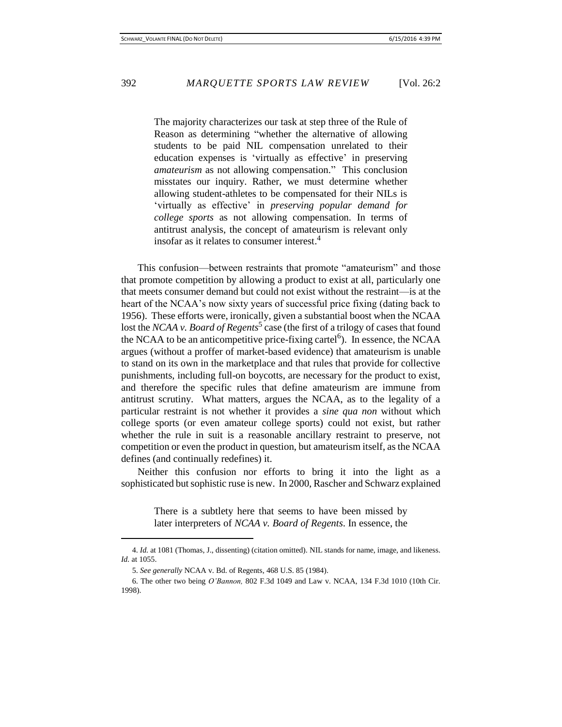> The majority characterizes our task at step three of the Rule of Reason as determining "whether the alternative of allowing students to be paid NIL compensation unrelated to their education expenses is 'virtually as effective' in preserving *amateurism* as not allowing compensation." This conclusion misstates our inquiry. Rather, we must determine whether allowing student-athletes to be compensated for their NILs is 'virtually as effective' in *preserving popular demand for college sports* as not allowing compensation. In terms of antitrust analysis, the concept of amateurism is relevant only insofar as it relates to consumer interest.[4]

This confusion—between restraints that promote "amateurism" and those that promote competition by allowing a product to exist at all, particularly one that meets consumer demand but could not exist without the restraint—is at the heart of the NCAA's now sixty years of successful price fixing (dating back to 1956). These efforts were, ironically, given a substantial boost when the NCAA lost the *NCAA v. Board of Regents*[5] case (the first of a trilogy of cases that found the NCAA to be an anticompetitive price-fixing cartel[6]). In essence, the NCAA argues (without a proffer of market-based evidence) that amateurism is unable to stand on its own in the marketplace and that rules that provide for collective punishments, including full-on boycotts, are necessary for the product to exist, and therefore the specific rules that define amateurism are immune from antitrust scrutiny. What matters, argues the NCAA, as to the legality of a particular restraint is not whether it provides a *sine qua non* without which college sports (or even amateur college sports) could not exist, but rather whether the rule in suit is a reasonable ancillary restraint to preserve, not competition or even the product in question, but amateurism itself, as the NCAA defines (and continually redefines) it.

Neither this confusion nor efforts to bring it into the light as a sophisticated but sophistic ruse is new. In 2000, Rascher and Schwarz explained

> There is a subtlety here that seems to have been missed by later interpreters of *NCAA v. Board of Regents*. In essence, the

---

4. *Id.* at 1081 (Thomas, J., dissenting) (citation omitted). NIL stands for name, image, and likeness. *Id.* at 1055.

5. *See generally* NCAA v. Bd. of Regents, 468 U.S. 85 (1984).

6. The other two being *O'Bannon,* 802 F.3d 1049 and Law v. NCAA, 134 F.3d 1010 (10th Cir. 1998).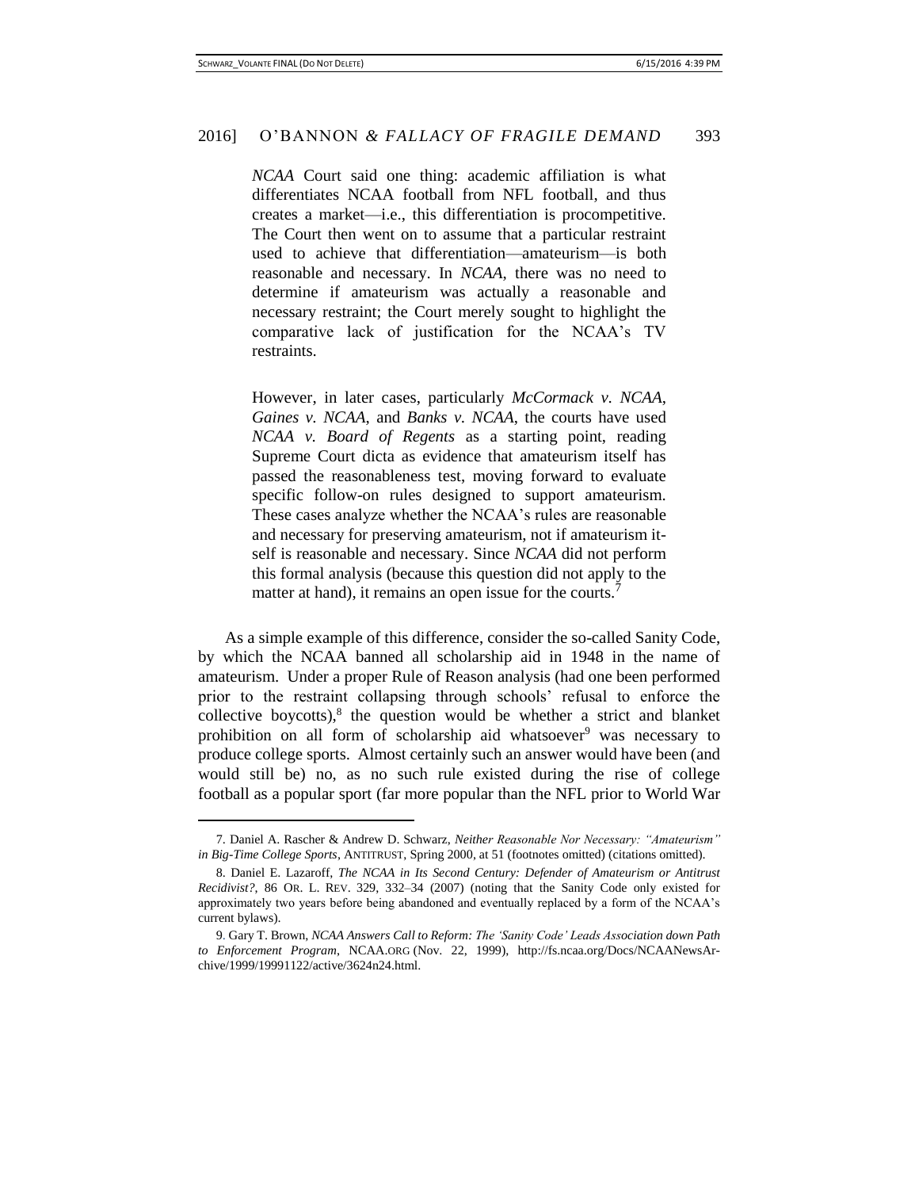*NCAA* Court said one thing: academic affiliation is what differentiates NCAA football from NFL football, and thus creates a market—i.e., this differentiation is procompetitive. The Court then went on to assume that a particular restraint used to achieve that differentiation—amateurism—is both reasonable and necessary. In *NCAA*, there was no need to determine if amateurism was actually a reasonable and necessary restraint; the Court merely sought to highlight the comparative lack of justification for the NCAA's TV restraints.

> However, in later cases, particularly *McCormack v. NCAA*, *Gaines v. NCAA*, and *Banks v. NCAA*, the courts have used *NCAA v. Board of Regents* as a starting point, reading Supreme Court dicta as evidence that amateurism itself has passed the reasonableness test, moving forward to evaluate specific follow-on rules designed to support amateurism. These cases analyze whether the NCAA's rules are reasonable and necessary for preserving amateurism, not if amateurism itself is reasonable and necessary. Since *NCAA* did not perform this formal analysis (because this question did not apply to the matter at hand), it remains an open issue for the courts.[7]

As a simple example of this difference, consider the so-called Sanity Code, by which the NCAA banned all scholarship aid in 1948 in the name of amateurism. Under a proper Rule of Reason analysis (had one been performed prior to the restraint collapsing through schools' refusal to enforce the collective boycotts),[8] the question would be whether a strict and blanket prohibition on all form of scholarship aid whatsoever[9] was necessary to produce college sports. Almost certainly such an answer would have been (and would still be) no, as no such rule existed during the rise of college football as a popular sport (far more popular than the NFL prior to World War

---

7. Daniel A. Rascher & Andrew D. Schwarz, *Neither Reasonable Nor Necessary: "Amateurism" in Big-Time College Sports*, ANTITRUST, Spring 2000, at 51 (footnotes omitted) (citations omitted).

8. Daniel E. Lazaroff, *The NCAA in Its Second Century: Defender of Amateurism or Antitrust Recidivist?*, 86 OR. L. REV. 329, 332–34 (2007) (noting that the Sanity Code only existed for approximately two years before being abandoned and eventually replaced by a form of the NCAA's current bylaws).

9. Gary T. Brown, *NCAA Answers Call to Reform: The 'Sanity Code' Leads Association down Path to Enforcement Program*, NCAA.ORG (Nov. 22, 1999), http://fs.ncaa.org/Docs/NCAANewsArchive/1999/19991122/active/3624n24.html.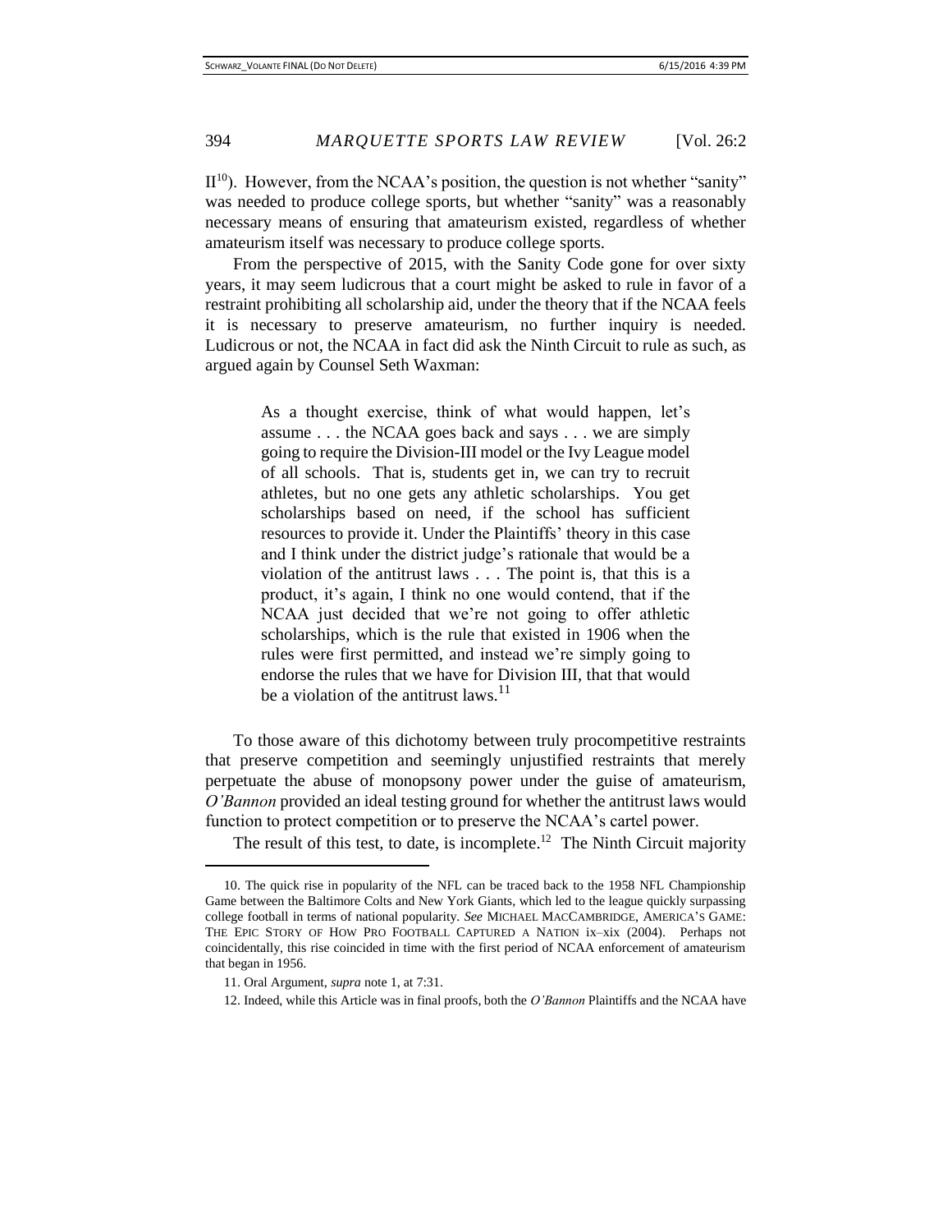II[10]). However, from the NCAA's position, the question is not whether "sanity" was needed to produce college sports, but whether "sanity" was a reasonably necessary means of ensuring that amateurism existed, regardless of whether amateurism itself was necessary to produce college sports.

From the perspective of 2015, with the Sanity Code gone for over sixty years, it may seem ludicrous that a court might be asked to rule in favor of a restraint prohibiting all scholarship aid, under the theory that if the NCAA feels it is necessary to preserve amateurism, no further inquiry is needed. Ludicrous or not, the NCAA in fact did ask the Ninth Circuit to rule as such, as argued again by Counsel Seth Waxman:

> As a thought exercise, think of what would happen, let's assume . . . the NCAA goes back and says . . . we are simply going to require the Division-III model or the Ivy League model of all schools. That is, students get in, we can try to recruit athletes, but no one gets any athletic scholarships. You get scholarships based on need, if the school has sufficient resources to provide it. Under the Plaintiffs' theory in this case and I think under the district judge's rationale that would be a violation of the antitrust laws . . . The point is, that this is a product, it's again, I think no one would contend, that if the NCAA just decided that we're not going to offer athletic scholarships, which is the rule that existed in 1906 when the rules were first permitted, and instead we're simply going to endorse the rules that we have for Division III, that that would be a violation of the antitrust laws.[11]

To those aware of this dichotomy between truly procompetitive restraints that preserve competition and seemingly unjustified restraints that merely perpetuate the abuse of monopsony power under the guise of amateurism, *O'Bannon* provided an ideal testing ground for whether the antitrust laws would function to protect competition or to preserve the NCAA's cartel power.

The result of this test, to date, is incomplete.[12] The Ninth Circuit majority

---

10. The quick rise in popularity of the NFL can be traced back to the 1958 NFL Championship Game between the Baltimore Colts and New York Giants, which led to the league quickly surpassing college football in terms of national popularity. *See* MICHAEL MACCAMBRIDGE, AMERICA'S GAME: THE EPIC STORY OF HOW PRO FOOTBALL CAPTURED A NATION ix–xix (2004). Perhaps not coincidentally, this rise coincided in time with the first period of NCAA enforcement of amateurism that began in 1956.

11. Oral Argument, *supra* note 1, at 7:31.

12. Indeed, while this Article was in final proofs, both the *O'Bannon* Plaintiffs and the NCAA have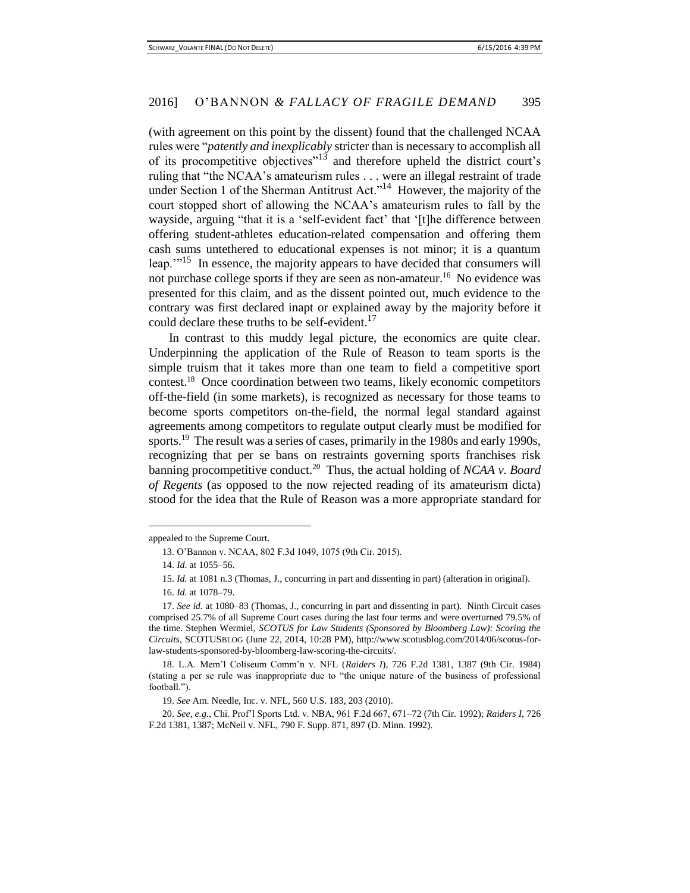(with agreement on this point by the dissent) found that the challenged NCAA rules were "*patently and inexplicably* stricter than is necessary to accomplish all of its procompetitive objectives"[13] and therefore upheld the district court's ruling that "the NCAA's amateurism rules . . . were an illegal restraint of trade under Section 1 of the Sherman Antitrust Act."[14] However, the majority of the court stopped short of allowing the NCAA's amateurism rules to fall by the wayside, arguing "that it is a 'self-evident fact' that '[t]he difference between offering student-athletes education-related compensation and offering them cash sums untethered to educational expenses is not minor; it is a quantum leap.'"[15] In essence, the majority appears to have decided that consumers will not purchase college sports if they are seen as non-amateur.[16] No evidence was presented for this claim, and as the dissent pointed out, much evidence to the contrary was first declared inapt or explained away by the majority before it could declare these truths to be self-evident.[17]

In contrast to this muddy legal picture, the economics are quite clear. Underpinning the application of the Rule of Reason to team sports is the simple truism that it takes more than one team to field a competitive sport contest.[18] Once coordination between two teams, likely economic competitors off-the-field (in some markets), is recognized as necessary for those teams to become sports competitors on-the-field, the normal legal standard against agreements among competitors to regulate output clearly must be modified for sports.[19] The result was a series of cases, primarily in the 1980s and early 1990s, recognizing that per se bans on restraints governing sports franchises risk banning procompetitive conduct.[20] Thus, the actual holding of *NCAA v. Board of Regents* (as opposed to the now rejected reading of its amateurism dicta) stood for the idea that the Rule of Reason was a more appropriate standard for

---

appealed to the Supreme Court.

13. O'Bannon v. NCAA, 802 F.3d 1049, 1075 (9th Cir. 2015).

14. *Id.* at 1055–56.

15. *Id.* at 1081 n.3 (Thomas, J., concurring in part and dissenting in part) (alteration in original).

16. *Id.* at 1078–79.

17. *See id.* at 1080–83 (Thomas, J., concurring in part and dissenting in part). Ninth Circuit cases comprised 25.7% of all Supreme Court cases during the last four terms and were overturned 79.5% of the time. Stephen Wermiel, *SCOTUS for Law Students (Sponsored by Bloomberg Law): Scoring the Circuits*, SCOTUSBLOG (June 22, 2014, 10:28 PM), http://www.scotusblog.com/2014/06/scotus-for-law-students-sponsored-by-bloomberg-law-scoring-the-circuits/.

18. L.A. Mem'l Coliseum Comm'n v. NFL (*Raiders I*), 726 F.2d 1381, 1387 (9th Cir. 1984) (stating a per se rule was inappropriate due to "the unique nature of the business of professional football.").

19. *See* Am. Needle, Inc. v. NFL, 560 U.S. 183, 203 (2010).

20. *See, e.g.*, Chi. Prof'l Sports Ltd. v. NBA, 961 F.2d 667, 671–72 (7th Cir. 1992); *Raiders I*, 726 F.2d 1381, 1387; McNeil v. NFL, 790 F. Supp. 871, 897 (D. Minn. 1992).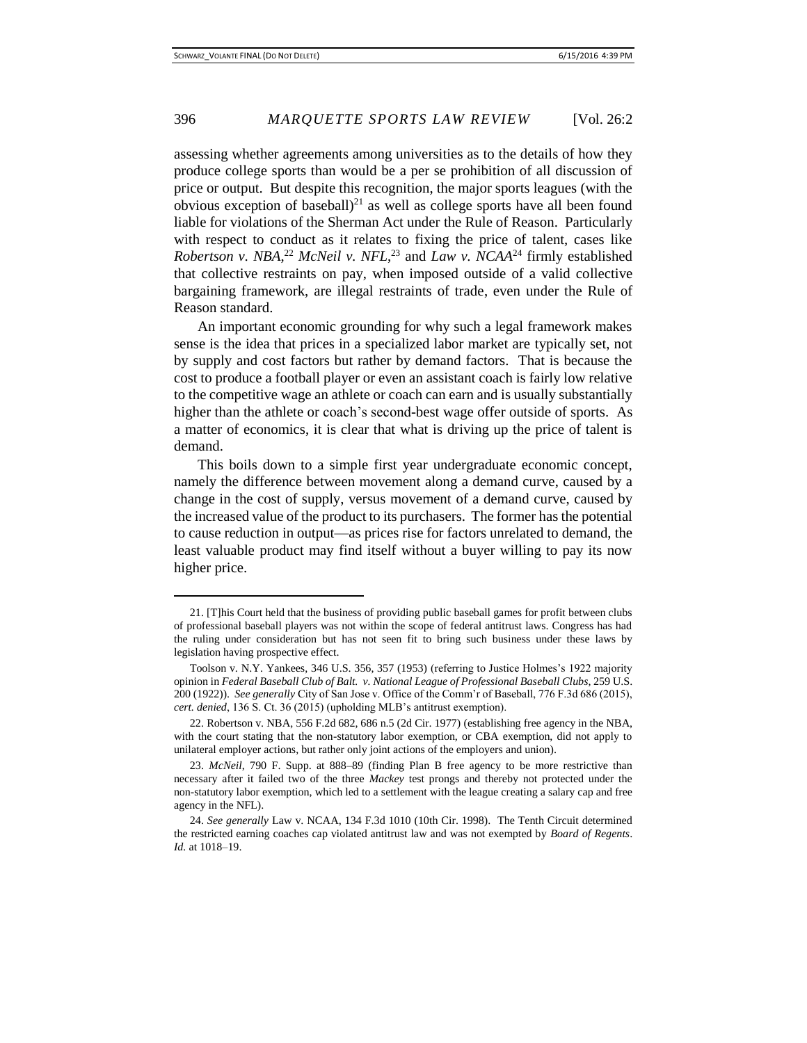assessing whether agreements among universities as to the details of how they produce college sports than would be a per se prohibition of all discussion of price or output. But despite this recognition, the major sports leagues (with the obvious exception of baseball)[21] as well as college sports have all been found liable for violations of the Sherman Act under the Rule of Reason. Particularly with respect to conduct as it relates to fixing the price of talent, cases like *Robertson v. NBA*,[22] *McNeil v. NFL*,[23] and *Law v. NCAA*[24] firmly established that collective restraints on pay, when imposed outside of a valid collective bargaining framework, are illegal restraints of trade, even under the Rule of Reason standard.

An important economic grounding for why such a legal framework makes sense is the idea that prices in a specialized labor market are typically set, not by supply and cost factors but rather by demand factors. That is because the cost to produce a football player or even an assistant coach is fairly low relative to the competitive wage an athlete or coach can earn and is usually substantially higher than the athlete or coach's second-best wage offer outside of sports. As a matter of economics, it is clear that what is driving up the price of talent is demand.

This boils down to a simple first year undergraduate economic concept, namely the difference between movement along a demand curve, caused by a change in the cost of supply, versus movement of a demand curve, caused by the increased value of the product to its purchasers. The former has the potential to cause reduction in output—as prices rise for factors unrelated to demand, the least valuable product may find itself without a buyer willing to pay its now higher price.

---

21. [T]his Court held that the business of providing public baseball games for profit between clubs of professional baseball players was not within the scope of federal antitrust laws. Congress has had the ruling under consideration but has not seen fit to bring such business under these laws by legislation having prospective effect.

Toolson v. N.Y. Yankees, 346 U.S. 356, 357 (1953) (referring to Justice Holmes's 1922 majority opinion in *Federal Baseball Club of Balt. v. National League of Professional Baseball Clubs*, 259 U.S. 200 (1922)). *See generally* City of San Jose v. Office of the Comm'r of Baseball, 776 F.3d 686 (2015), *cert. denied*, 136 S. Ct. 36 (2015) (upholding MLB's antitrust exemption).

22. Robertson v. NBA, 556 F.2d 682, 686 n.5 (2d Cir. 1977) (establishing free agency in the NBA, with the court stating that the non-statutory labor exemption, or CBA exemption, did not apply to unilateral employer actions, but rather only joint actions of the employers and union).

23. *McNeil*, 790 F. Supp. at 888–89 (finding Plan B free agency to be more restrictive than necessary after it failed two of the three *Mackey* test prongs and thereby not protected under the non-statutory labor exemption, which led to a settlement with the league creating a salary cap and free agency in the NFL).

24. *See generally* Law v. NCAA, 134 F.3d 1010 (10th Cir. 1998). The Tenth Circuit determined the restricted earning coaches cap violated antitrust law and was not exempted by *Board of Regents*. *Id.* at 1018–19.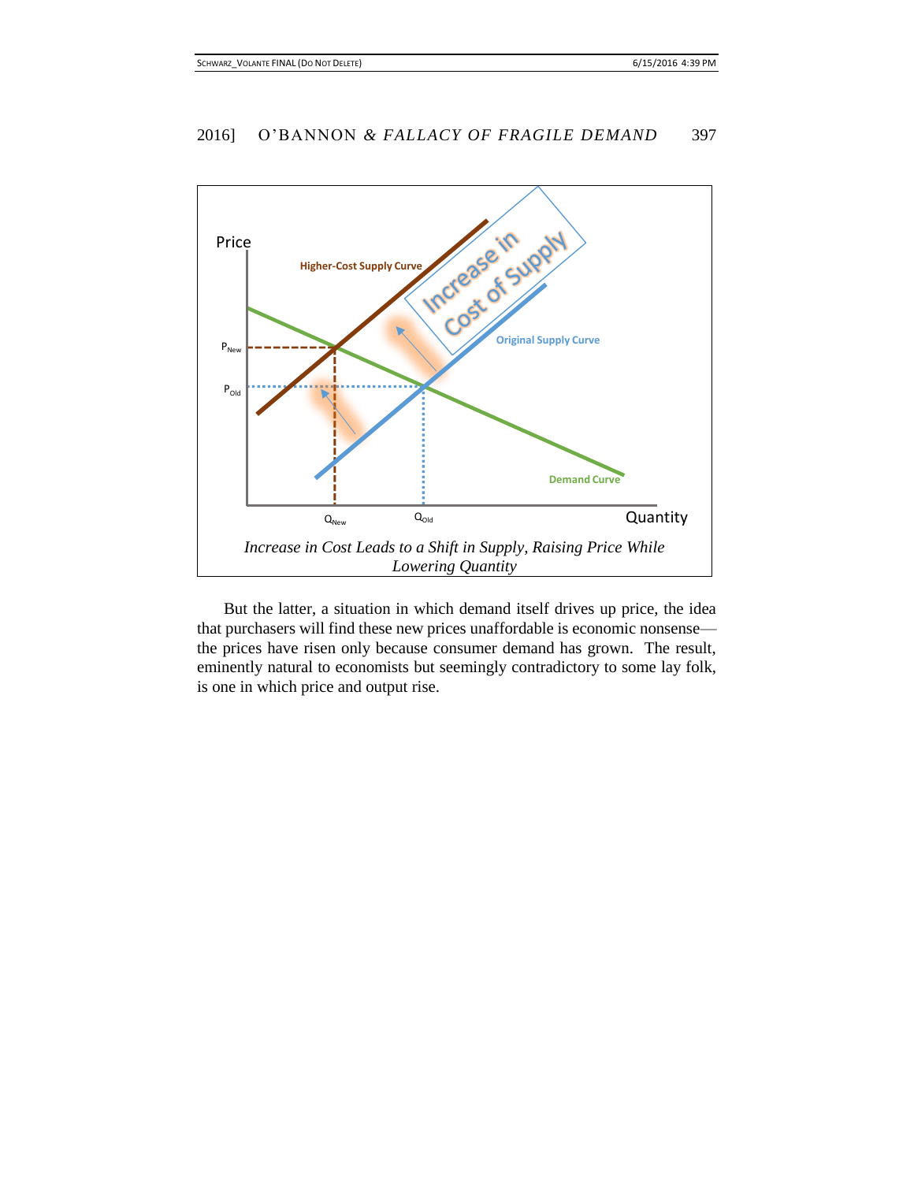*Increase in Cost Leads to a Shift in Supply, Raising Price While Lowering Quantity*

But the latter, a situation in which demand itself drives up price, the idea that purchasers will find these new prices unaffordable is economic nonsense—the prices have risen only because consumer demand has grown. The result, eminently natural to economists but seemingly contradictory to some lay folk, is one in which price and output rise.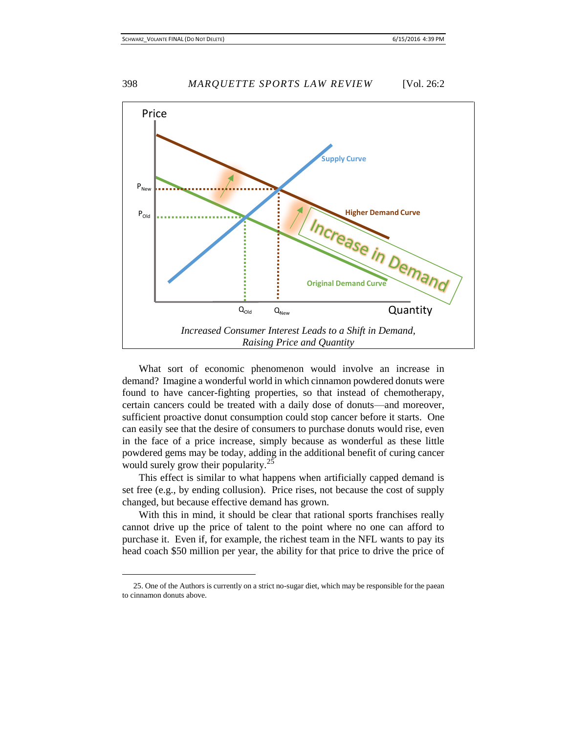*Increased Consumer Interest Leads to a Shift in Demand, Raising Price and Quantity*

What sort of economic phenomenon would involve an increase in demand? Imagine a wonderful world in which cinnamon powdered donuts were found to have cancer-fighting properties, so that instead of chemotherapy, certain cancers could be treated with a daily dose of donuts—and moreover, sufficient proactive donut consumption could stop cancer before it starts. One can easily see that the desire of consumers to purchase donuts would rise, even in the face of a price increase, simply because as wonderful as these little powdered gems may be today, adding in the additional benefit of curing cancer would surely grow their popularity.[25]

This effect is similar to what happens when artificially capped demand is set free (e.g., by ending collusion). Price rises, not because the cost of supply changed, but because effective demand has grown.

With this in mind, it should be clear that rational sports franchises really cannot drive up the price of talent to the point where no one can afford to purchase it. Even if, for example, the richest team in the NFL wants to pay its head coach $50 million per year, the ability for that price to drive the price of

---

25. One of the Authors is currently on a strict no-sugar diet, which may be responsible for the paean to cinnamon donuts above.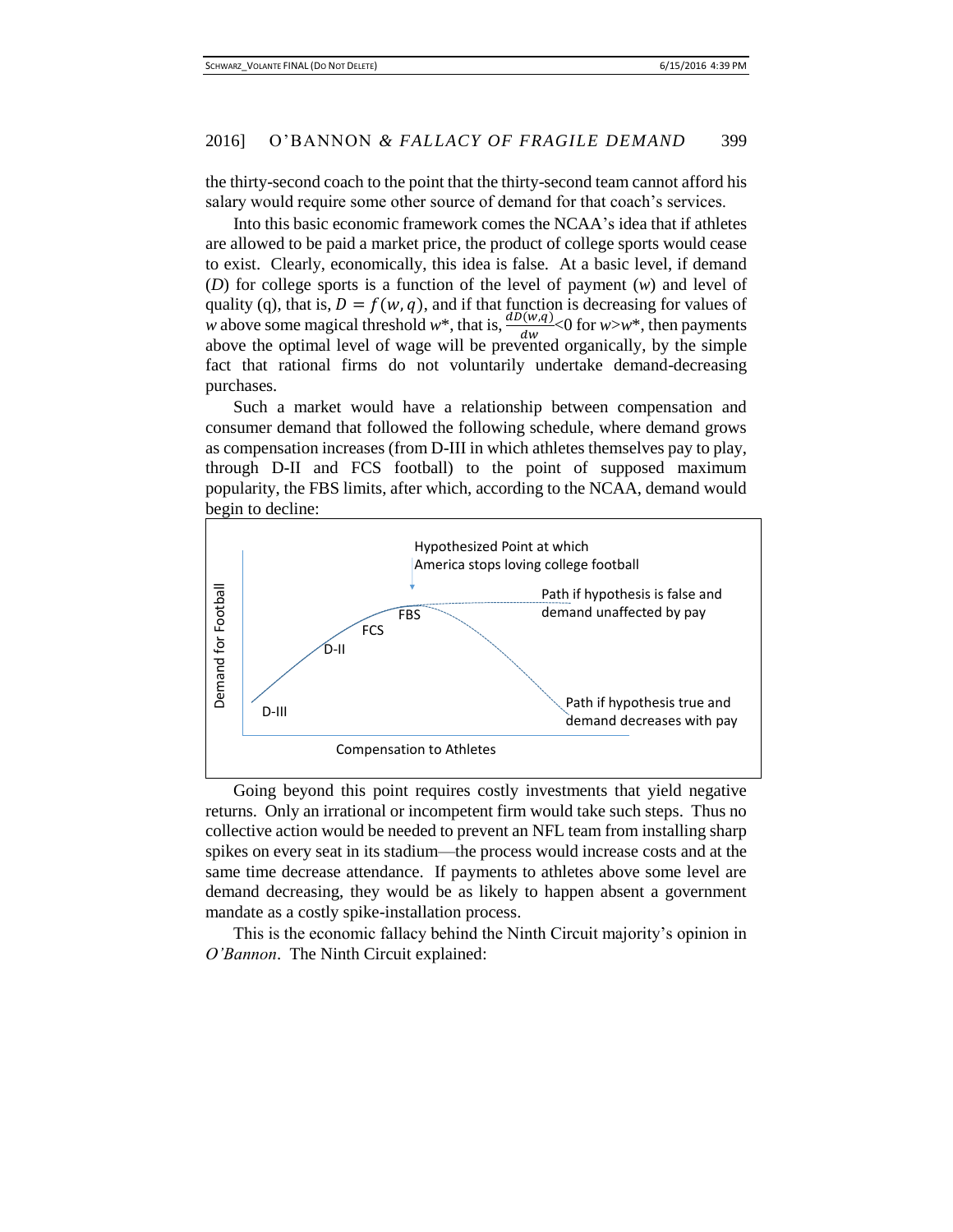the thirty-second coach to the point that the thirty-second team cannot afford his salary would require some other source of demand for that coach's services.

Into this basic economic framework comes the NCAA's idea that if athletes are allowed to be paid a market price, the product of college sports would cease to exist. Clearly, economically, this idea is false. At a basic level, if demand ($D$) for college sports is a function of the level of payment ($w$) and level of quality (q), that is, $D = f(w, q)$, and if that function is decreasing for values of $w$ above some magical threshold $w^*$, that is, $\frac{dD(w,q)}{dw}<0$ for $w>w^*$, then payments above the optimal level of wage will be prevented organically, by the simple fact that rational firms do not voluntarily undertake demand-decreasing purchases.

Such a market would have a relationship between compensation and consumer demand that followed the following schedule, where demand grows as compensation increases (from D-III in which athletes themselves pay to play, through D-II and FCS football) to the point of supposed maximum popularity, the FBS limits, after which, according to the NCAA, demand would begin to decline:

Going beyond this point requires costly investments that yield negative returns. Only an irrational or incompetent firm would take such steps. Thus no collective action would be needed to prevent an NFL team from installing sharp spikes on every seat in its stadium—the process would increase costs and at the same time decrease attendance. If payments to athletes above some level are demand decreasing, they would be as likely to happen absent a government mandate as a costly spike-installation process.

This is the economic fallacy behind the Ninth Circuit majority's opinion in *O'Bannon*. The Ninth Circuit explained: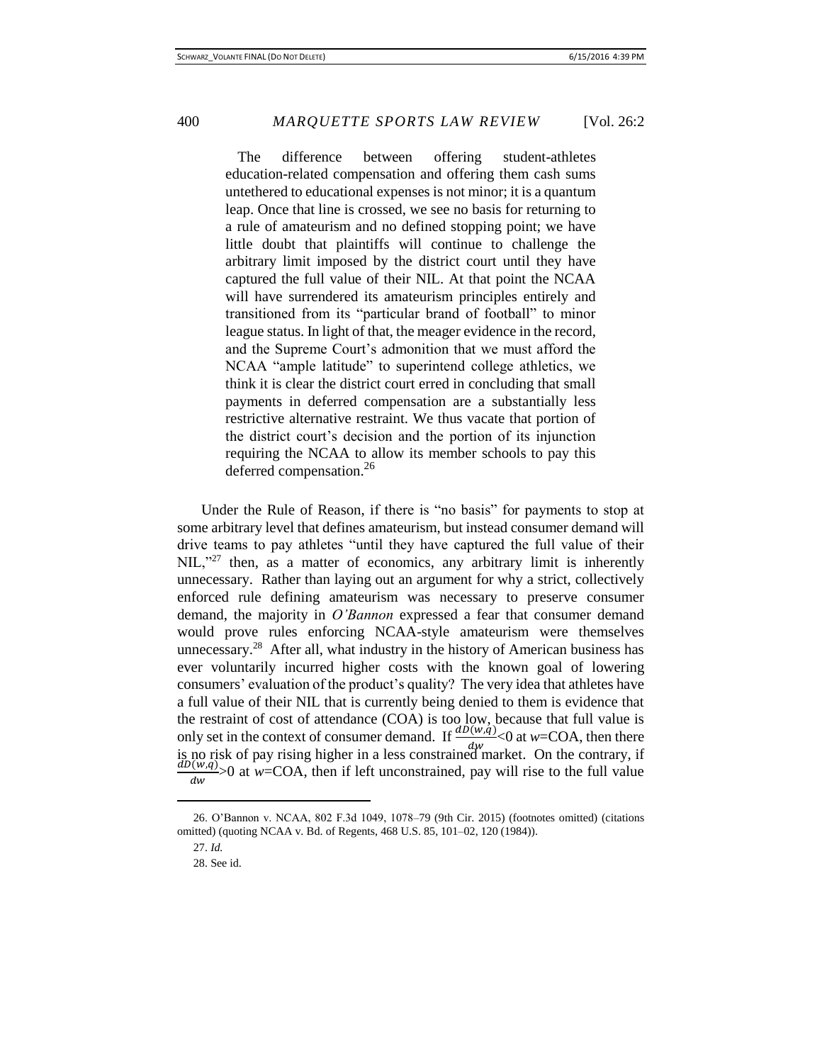> The difference between offering student-athletes education-related compensation and offering them cash sums untethered to educational expenses is not minor; it is a quantum leap. Once that line is crossed, we see no basis for returning to a rule of amateurism and no defined stopping point; we have little doubt that plaintiffs will continue to challenge the arbitrary limit imposed by the district court until they have captured the full value of their NIL. At that point the NCAA will have surrendered its amateurism principles entirely and transitioned from its "particular brand of football" to minor league status. In light of that, the meager evidence in the record, and the Supreme Court's admonition that we must afford the NCAA "ample latitude" to superintend college athletics, we think it is clear the district court erred in concluding that small payments in deferred compensation are a substantially less restrictive alternative restraint. We thus vacate that portion of the district court's decision and the portion of its injunction requiring the NCAA to allow its member schools to pay this deferred compensation.[26]

Under the Rule of Reason, if there is "no basis" for payments to stop at some arbitrary level that defines amateurism, but instead consumer demand will drive teams to pay athletes "until they have captured the full value of their NIL,"[27] then, as a matter of economics, any arbitrary limit is inherently unnecessary. Rather than laying out an argument for why a strict, collectively enforced rule defining amateurism was necessary to preserve consumer demand, the majority in *O'Bannon* expressed a fear that consumer demand would prove rules enforcing NCAA-style amateurism were themselves unnecessary.[28] After all, what industry in the history of American business has ever voluntarily incurred higher costs with the known goal of lowering consumers' evaluation of the product's quality? The very idea that athletes have a full value of their NIL that is currently being denied to them is evidence that the restraint of cost of attendance (COA) is too low, because that full value is only set in the context of consumer demand. If $\frac{dD(w,q)}{dw}<0$ at $w$=COA, then there is no risk of pay rising higher in a less constrained market. On the contrary, if $\frac{dD(w,q)}{dw}>0$ at $w$=COA, then if left unconstrained, pay will rise to the full value

26. O'Bannon v. NCAA, 802 F.3d 1049, 1078–79 (9th Cir. 2015) (footnotes omitted) (citations omitted) (quoting NCAA v. Bd. of Regents, 468 U.S. 85, 101–02, 120 (1984)).

27. *Id.*

28. See id.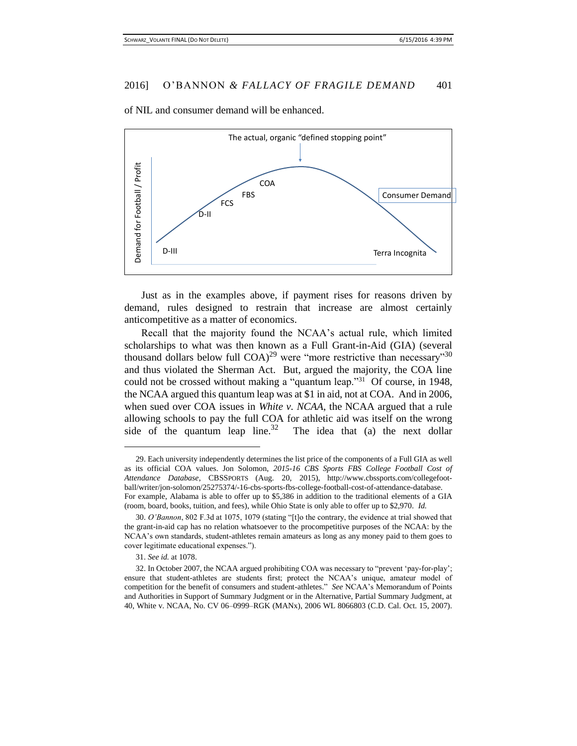of NIL and consumer demand will be enhanced.

Just as in the examples above, if payment rises for reasons driven by demand, rules designed to restrain that increase are almost certainly anticompetitive as a matter of economics.

Recall that the majority found the NCAA's actual rule, which limited scholarships to what was then known as a Full Grant-in-Aid (GIA) (several thousand dollars below full COA)[29] were "more restrictive than necessary"[30] and thus violated the Sherman Act. But, argued the majority, the COA line could not be crossed without making a "quantum leap."[31] Of course, in 1948, the NCAA argued this quantum leap was at $1 in aid, not at COA. And in 2006, when sued over COA issues in *White v. NCAA*, the NCAA argued that a rule allowing schools to pay the full COA for athletic aid was itself on the wrong side of the quantum leap line.[32] The idea that (a) the next dollar

---

29. Each university independently determines the list price of the components of a Full GIA as well as its official COA values. Jon Solomon, *2015-16 CBS Sports FBS College Football Cost of Attendance Database*, CBSSPORTS (Aug. 20, 2015), http://www.cbssports.com/collegefootball/writer/jon-solomon/25275374/-16-cbs-sports-fbs-college-football-cost-of-attendance-database. For example, Alabama is able to offer up to $5,386 in addition to the traditional elements of a GIA (room, board, books, tuition, and fees), while Ohio State is only able to offer up to $2,970. *Id.*

30. *O'Bannon*, 802 F.3d at 1075, 1079 (stating "[t]o the contrary, the evidence at trial showed that the grant-in-aid cap has no relation whatsoever to the procompetitive purposes of the NCAA: by the NCAA's own standards, student-athletes remain amateurs as long as any money paid to them goes to cover legitimate educational expenses.").

31. *See id.* at 1078.

32. In October 2007, the NCAA argued prohibiting COA was necessary to "prevent 'pay-for-play'; ensure that student-athletes are students first; protect the NCAA's unique, amateur model of competition for the benefit of consumers and student-athletes." *See* NCAA's Memorandum of Points and Authorities in Support of Summary Judgment or in the Alternative, Partial Summary Judgment, at 40, White v. NCAA, No. CV 06–0999–RGK (MANx), 2006 WL 8066803 (C.D. Cal. Oct. 15, 2007).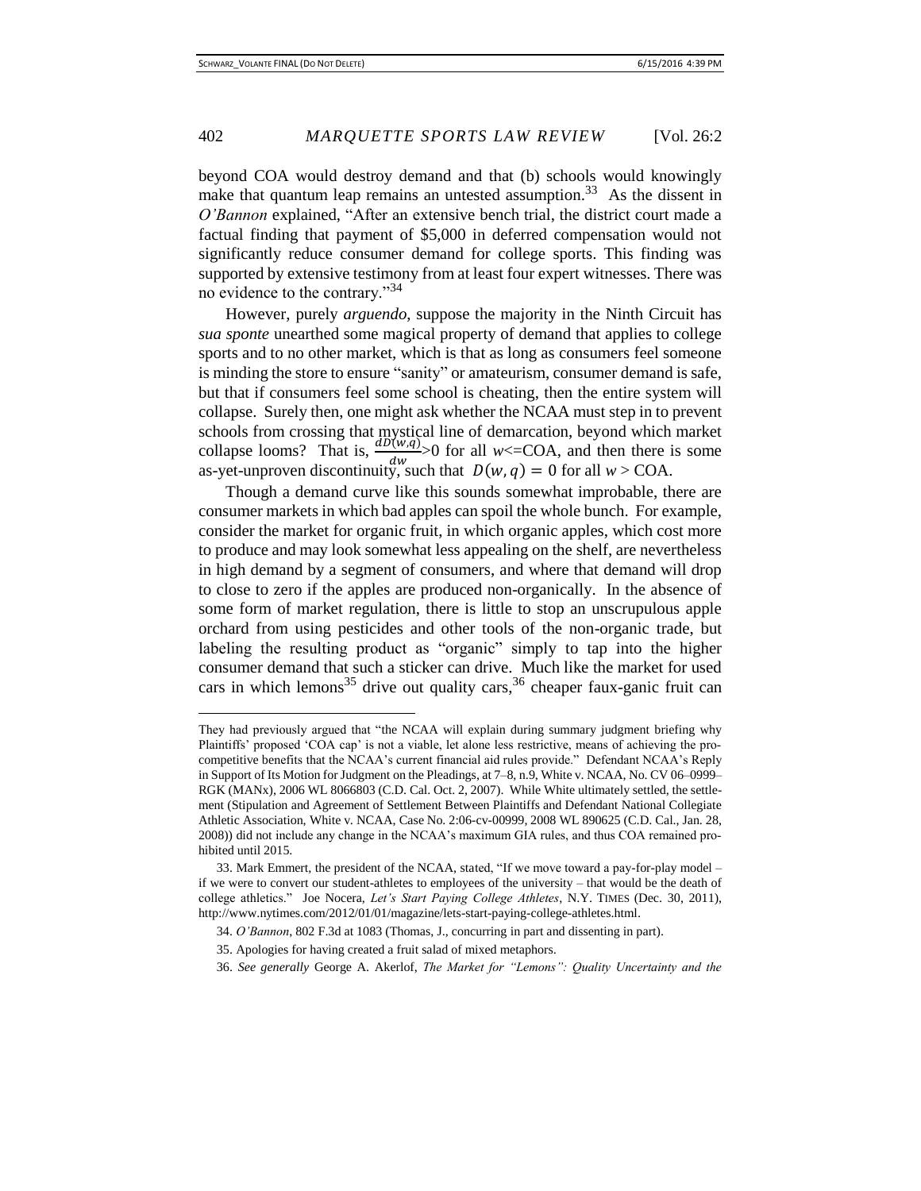beyond COA would destroy demand and that (b) schools would knowingly make that quantum leap remains an untested assumption.[33] As the dissent in *O'Bannon* explained, "After an extensive bench trial, the district court made a factual finding that payment of $5,000 in deferred compensation would not significantly reduce consumer demand for college sports. This finding was supported by extensive testimony from at least four expert witnesses. There was no evidence to the contrary."[34]

However, purely *arguendo*, suppose the majority in the Ninth Circuit has *sua sponte* unearthed some magical property of demand that applies to college sports and to no other market, which is that as long as consumers feel someone is minding the store to ensure "sanity" or amateurism, consumer demand is safe, but that if consumers feel some school is cheating, then the entire system will collapse. Surely then, one might ask whether the NCAA must step in to prevent schools from crossing that mystical line of demarcation, beyond which market collapse looms? That is, $\frac{dD(w,q)}{dw}$>0 for all $w$<=COA, and then there is some as-yet-unproven discontinuity, such that $D(w,q) = 0$ for all $w$ > COA.

Though a demand curve like this sounds somewhat improbable, there are consumer markets in which bad apples can spoil the whole bunch. For example, consider the market for organic fruit, in which organic apples, which cost more to produce and may look somewhat less appealing on the shelf, are nevertheless in high demand by a segment of consumers, and where that demand will drop to close to zero if the apples are produced non-organically. In the absence of some form of market regulation, there is little to stop an unscrupulous apple orchard from using pesticides and other tools of the non-organic trade, but labeling the resulting product as "organic" simply to tap into the higher consumer demand that such a sticker can drive. Much like the market for used cars in which lemons[35] drive out quality cars,[36] cheaper faux-ganic fruit can

---

They had previously argued that "the NCAA will explain during summary judgment briefing why Plaintiffs' proposed 'COA cap' is not a viable, let alone less restrictive, means of achieving the pro-competitive benefits that the NCAA's current financial aid rules provide." Defendant NCAA's Reply in Support of Its Motion for Judgment on the Pleadings, at 7–8, n.9, White v. NCAA, No. CV 06–0999–RGK (MANx), 2006 WL 8066803 (C.D. Cal. Oct. 2, 2007). While White ultimately settled, the settlement (Stipulation and Agreement of Settlement Between Plaintiffs and Defendant National Collegiate Athletic Association, White v. NCAA, Case No. 2:06-cv-00999, 2008 WL 890625 (C.D. Cal., Jan. 28, 2008)) did not include any change in the NCAA's maximum GIA rules, and thus COA remained prohibited until 2015.

33. Mark Emmert, the president of the NCAA, stated, "If we move toward a pay-for-play model – if we were to convert our student-athletes to employees of the university – that would be the death of college athletics." Joe Nocera, *Let's Start Paying College Athletes*, N.Y. TIMES (Dec. 30, 2011), http://www.nytimes.com/2012/01/01/magazine/lets-start-paying-college-athletes.html.

34. *O'Bannon*, 802 F.3d at 1083 (Thomas, J., concurring in part and dissenting in part).

35. Apologies for having created a fruit salad of mixed metaphors.

36. *See generally* George A. Akerlof, *The Market for "Lemons": Quality Uncertainty and the*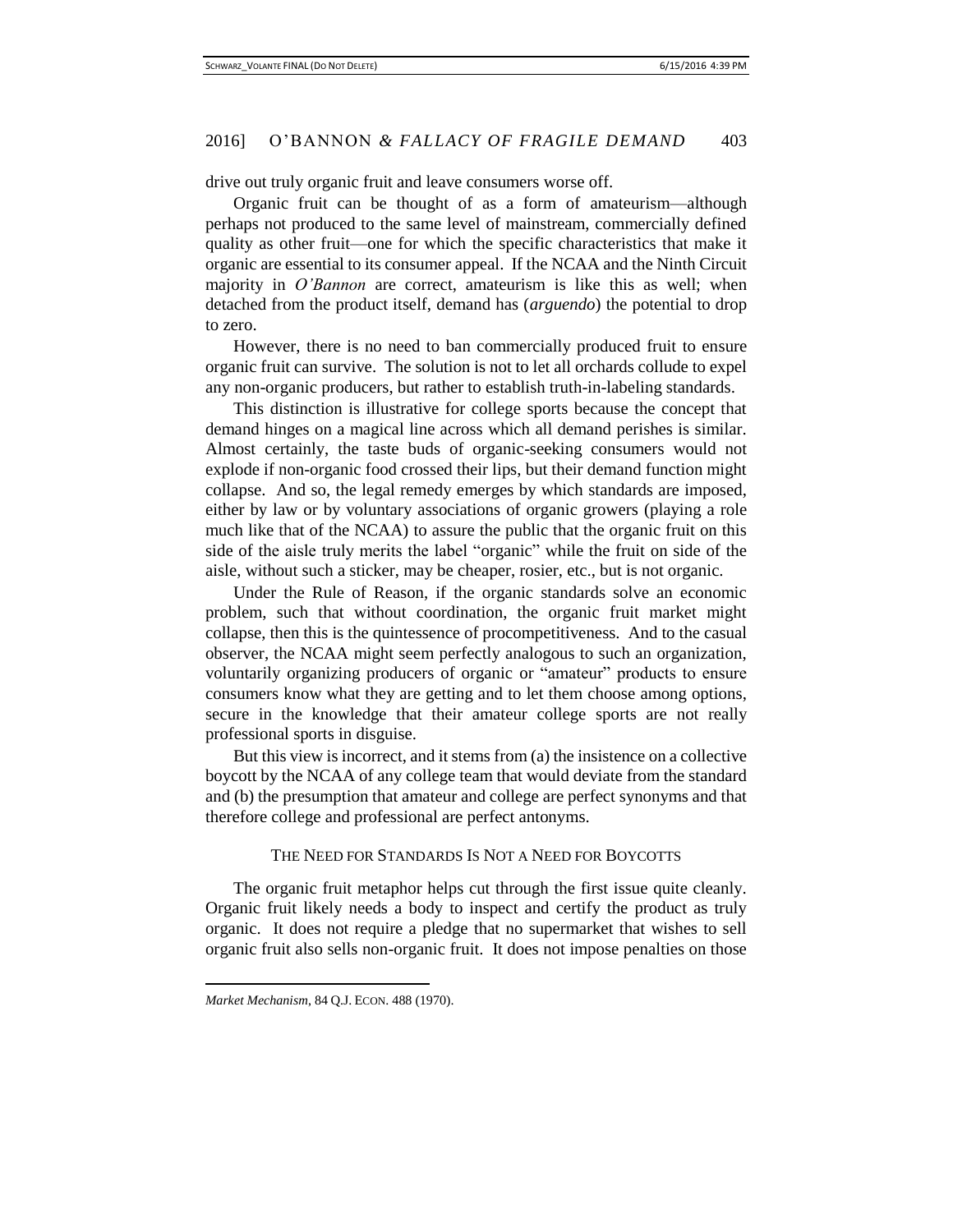drive out truly organic fruit and leave consumers worse off.

Organic fruit can be thought of as a form of amateurism—although perhaps not produced to the same level of mainstream, commercially defined quality as other fruit—one for which the specific characteristics that make it organic are essential to its consumer appeal. If the NCAA and the Ninth Circuit majority in *O'Bannon* are correct, amateurism is like this as well; when detached from the product itself, demand has (*arguendo*) the potential to drop to zero.

However, there is no need to ban commercially produced fruit to ensure organic fruit can survive. The solution is not to let all orchards collude to expel any non-organic producers, but rather to establish truth-in-labeling standards.

This distinction is illustrative for college sports because the concept that demand hinges on a magical line across which all demand perishes is similar. Almost certainly, the taste buds of organic-seeking consumers would not explode if non-organic food crossed their lips, but their demand function might collapse. And so, the legal remedy emerges by which standards are imposed, either by law or by voluntary associations of organic growers (playing a role much like that of the NCAA) to assure the public that the organic fruit on this side of the aisle truly merits the label "organic" while the fruit on side of the aisle, without such a sticker, may be cheaper, rosier, etc., but is not organic.

Under the Rule of Reason, if the organic standards solve an economic problem, such that without coordination, the organic fruit market might collapse, then this is the quintessence of procompetitiveness. And to the casual observer, the NCAA might seem perfectly analogous to such an organization, voluntarily organizing producers of organic or "amateur" products to ensure consumers know what they are getting and to let them choose among options, secure in the knowledge that their amateur college sports are not really professional sports in disguise.

But this view is incorrect, and it stems from (a) the insistence on a collective boycott by the NCAA of any college team that would deviate from the standard and (b) the presumption that amateur and college are perfect synonyms and that therefore college and professional are perfect antonyms.

## The Need for Standards Is Not a Need for Boycotts

The organic fruit metaphor helps cut through the first issue quite cleanly. Organic fruit likely needs a body to inspect and certify the product as truly organic. It does not require a pledge that no supermarket that wishes to sell organic fruit also sells non-organic fruit. It does not impose penalties on those

---

*Market Mechanism*, 84 Q.J. ECON. 488 (1970).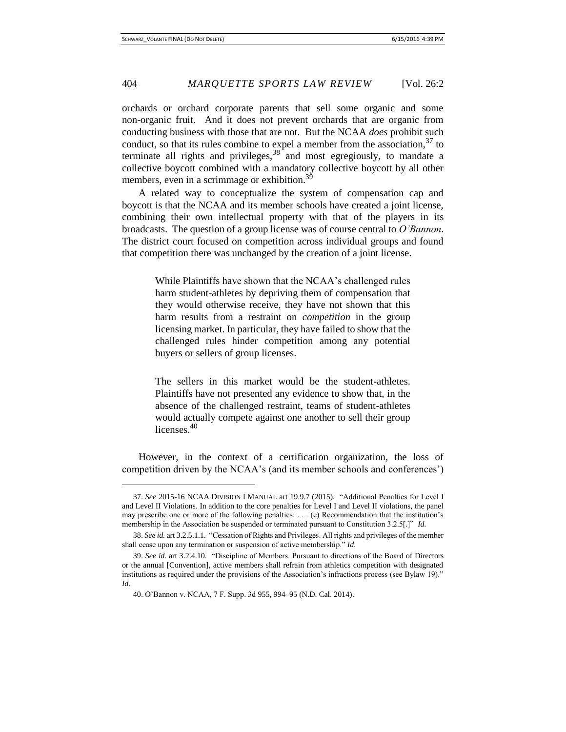orchards or orchard corporate parents that sell some organic and some non-organic fruit. And it does not prevent orchards that are organic from conducting business with those that are not. But the NCAA *does* prohibit such conduct, so that its rules combine to expel a member from the association,[37] to terminate all rights and privileges,[38] and most egregiously, to mandate a collective boycott combined with a mandatory collective boycott by all other members, even in a scrimmage or exhibition.[39]

A related way to conceptualize the system of compensation cap and boycott is that the NCAA and its member schools have created a joint license, combining their own intellectual property with that of the players in its broadcasts. The question of a group license was of course central to *O'Bannon*. The district court focused on competition across individual groups and found that competition there was unchanged by the creation of a joint license.

> While Plaintiffs have shown that the NCAA's challenged rules harm student-athletes by depriving them of compensation that they would otherwise receive, they have not shown that this harm results from a restraint on *competition* in the group licensing market. In particular, they have failed to show that the challenged rules hinder competition among any potential buyers or sellers of group licenses.
>
> The sellers in this market would be the student-athletes. Plaintiffs have not presented any evidence to show that, in the absence of the challenged restraint, teams of student-athletes would actually compete against one another to sell their group licenses.[40]

However, in the context of a certification organization, the loss of competition driven by the NCAA's (and its member schools and conferences')

---

37. *See* 2015-16 NCAA DIVISION I MANUAL art 19.9.7 (2015). "Additional Penalties for Level I and Level II Violations. In addition to the core penalties for Level I and Level II violations, the panel may prescribe one or more of the following penalties: . . . (e) Recommendation that the institution's membership in the Association be suspended or terminated pursuant to Constitution 3.2.5[.]" *Id.*

38. *See id.* art 3.2.5.1.1. "Cessation of Rights and Privileges. All rights and privileges of the member shall cease upon any termination or suspension of active membership." *Id.*

39. *See id.* art 3.2.4.10. "Discipline of Members. Pursuant to directions of the Board of Directors or the annual [Convention], active members shall refrain from athletics competition with designated institutions as required under the provisions of the Association's infractions process (see Bylaw 19)." *Id.*

40. O'Bannon v. NCAA, 7 F. Supp. 3d 955, 994–95 (N.D. Cal. 2014).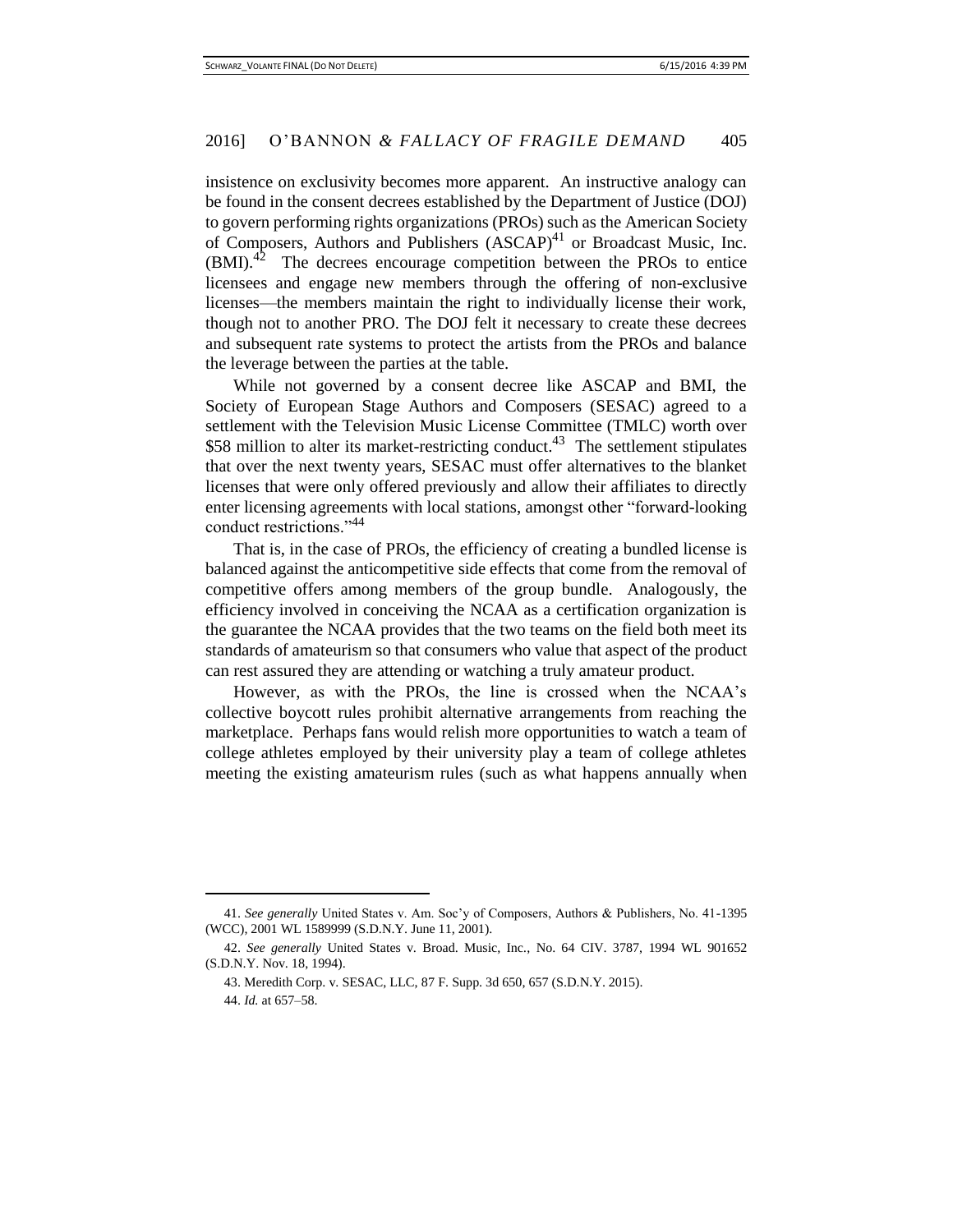insistence on exclusivity becomes more apparent. An instructive analogy can be found in the consent decrees established by the Department of Justice (DOJ) to govern performing rights organizations (PROs) such as the American Society of Composers, Authors and Publishers (ASCAP)[41] or Broadcast Music, Inc. (BMI).[42] The decrees encourage competition between the PROs to entice licensees and engage new members through the offering of non-exclusive licenses—the members maintain the right to individually license their work, though not to another PRO. The DOJ felt it necessary to create these decrees and subsequent rate systems to protect the artists from the PROs and balance the leverage between the parties at the table.

While not governed by a consent decree like ASCAP and BMI, the Society of European Stage Authors and Composers (SESAC) agreed to a settlement with the Television Music License Committee (TMLC) worth over $58 million to alter its market-restricting conduct.[43] The settlement stipulates that over the next twenty years, SESAC must offer alternatives to the blanket licenses that were only offered previously and allow their affiliates to directly enter licensing agreements with local stations, amongst other "forward-looking conduct restrictions."[44]

That is, in the case of PROs, the efficiency of creating a bundled license is balanced against the anticompetitive side effects that come from the removal of competitive offers among members of the group bundle. Analogously, the efficiency involved in conceiving the NCAA as a certification organization is the guarantee the NCAA provides that the two teams on the field both meet its standards of amateurism so that consumers who value that aspect of the product can rest assured they are attending or watching a truly amateur product.

However, as with the PROs, the line is crossed when the NCAA's collective boycott rules prohibit alternative arrangements from reaching the marketplace. Perhaps fans would relish more opportunities to watch a team of college athletes employed by their university play a team of college athletes meeting the existing amateurism rules (such as what happens annually when

---

41. *See generally* United States v. Am. Soc'y of Composers, Authors & Publishers, No. 41-1395 (WCC), 2001 WL 1589999 (S.D.N.Y. June 11, 2001).

42. *See generally* United States v. Broad. Music, Inc., No. 64 CIV. 3787, 1994 WL 901652 (S.D.N.Y. Nov. 18, 1994).

43. Meredith Corp. v. SESAC, LLC, 87 F. Supp. 3d 650, 657 (S.D.N.Y. 2015).

44. *Id.* at 657–58.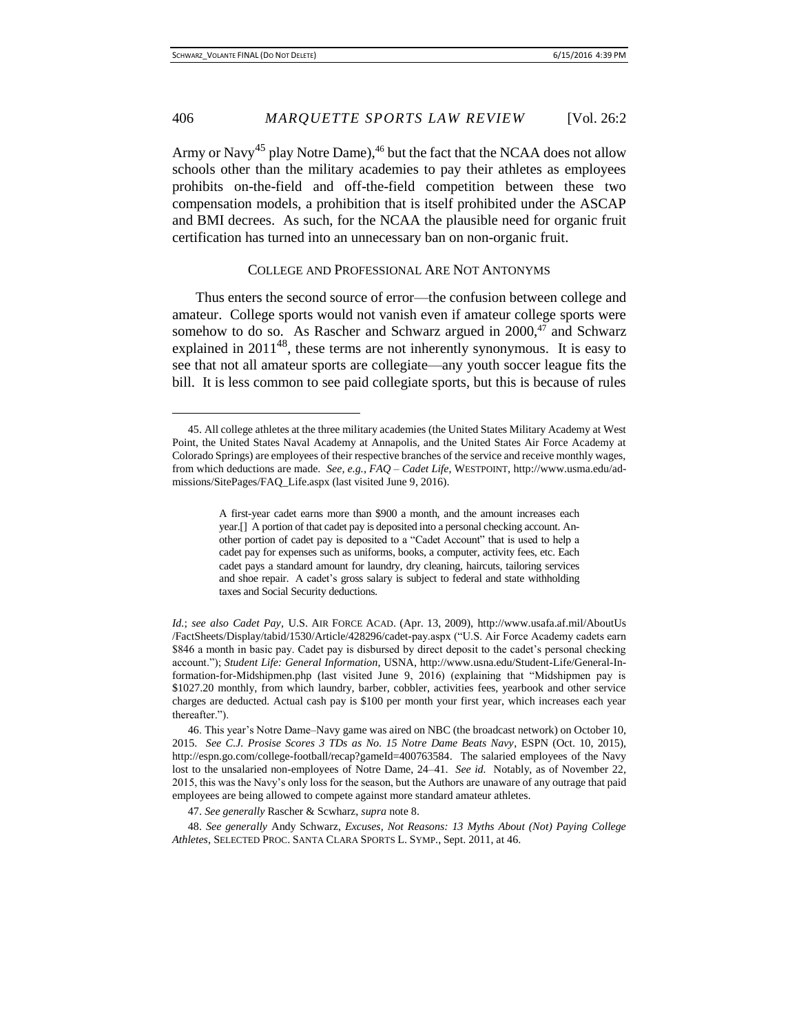Army or Navy[45] play Notre Dame),[46] but the fact that the NCAA does not allow schools other than the military academies to pay their athletes as employees prohibits on-the-field and off-the-field competition between these two compensation models, a prohibition that is itself prohibited under the ASCAP and BMI decrees. As such, for the NCAA the plausible need for organic fruit certification has turned into an unnecessary ban on non-organic fruit.

## COLLEGE AND PROFESSIONAL ARE NOT ANTONYMS

Thus enters the second source of error—the confusion between college and amateur. College sports would not vanish even if amateur college sports were somehow to do so. As Rascher and Schwarz argued in 2000,[47] and Schwarz explained in 2011[48], these terms are not inherently synonymous. It is easy to see that not all amateur sports are collegiate—any youth soccer league fits the bill. It is less common to see paid collegiate sports, but this is because of rules

---

45. All college athletes at the three military academies (the United States Military Academy at West Point, the United States Naval Academy at Annapolis, and the United States Air Force Academy at Colorado Springs) are employees of their respective branches of the service and receive monthly wages, from which deductions are made. *See, e.g.*, *FAQ – Cadet Life*, WESTPOINT, http://www.usma.edu/admissions/SitePages/FAQ_Life.aspx (last visited June 9, 2016).

> A first-year cadet earns more than $900 a month, and the amount increases each year.[] A portion of that cadet pay is deposited into a personal checking account. Another portion of cadet pay is deposited to a "Cadet Account" that is used to help a cadet pay for expenses such as uniforms, books, a computer, activity fees, etc. Each cadet pays a standard amount for laundry, dry cleaning, haircuts, tailoring services and shoe repair. A cadet's gross salary is subject to federal and state withholding taxes and Social Security deductions.

*Id.*; *see also Cadet Pay*, U.S. AIR FORCE ACAD. (Apr. 13, 2009), http://www.usafa.af.mil/AboutUs/FactSheets/Display/tabid/1530/Article/428296/cadet-pay.aspx ("U.S. Air Force Academy cadets earn $846 a month in basic pay. Cadet pay is disbursed by direct deposit to the cadet's personal checking account."); *Student Life: General Information*, USNA, http://www.usna.edu/Student-Life/General-Information-for-Midshipmen.php (last visited June 9, 2016) (explaining that "Midshipmen pay is $1027.20 monthly, from which laundry, barber, cobbler, activities fees, yearbook and other service charges are deducted. Actual cash pay is $100 per month your first year, which increases each year thereafter.").

46. This year's Notre Dame–Navy game was aired on NBC (the broadcast network) on October 10, 2015. *See C.J. Prosise Scores 3 TDs as No. 15 Notre Dame Beats Navy*, ESPN (Oct. 10, 2015), http://espn.go.com/college-football/recap?gameId=400763584. The salaried employees of the Navy lost to the unsalaried non-employees of Notre Dame, 24–41. *See id.* Notably, as of November 22, 2015, this was the Navy's only loss for the season, but the Authors are unaware of any outrage that paid employees are being allowed to compete against more standard amateur athletes.

47. *See generally* Rascher & Scwharz, *supra* note 8.

48. *See generally* Andy Schwarz, *Excuses, Not Reasons: 13 Myths About (Not) Paying College Athletes*, SELECTED PROC. SANTA CLARA SPORTS L. SYMP., Sept. 2011, at 46.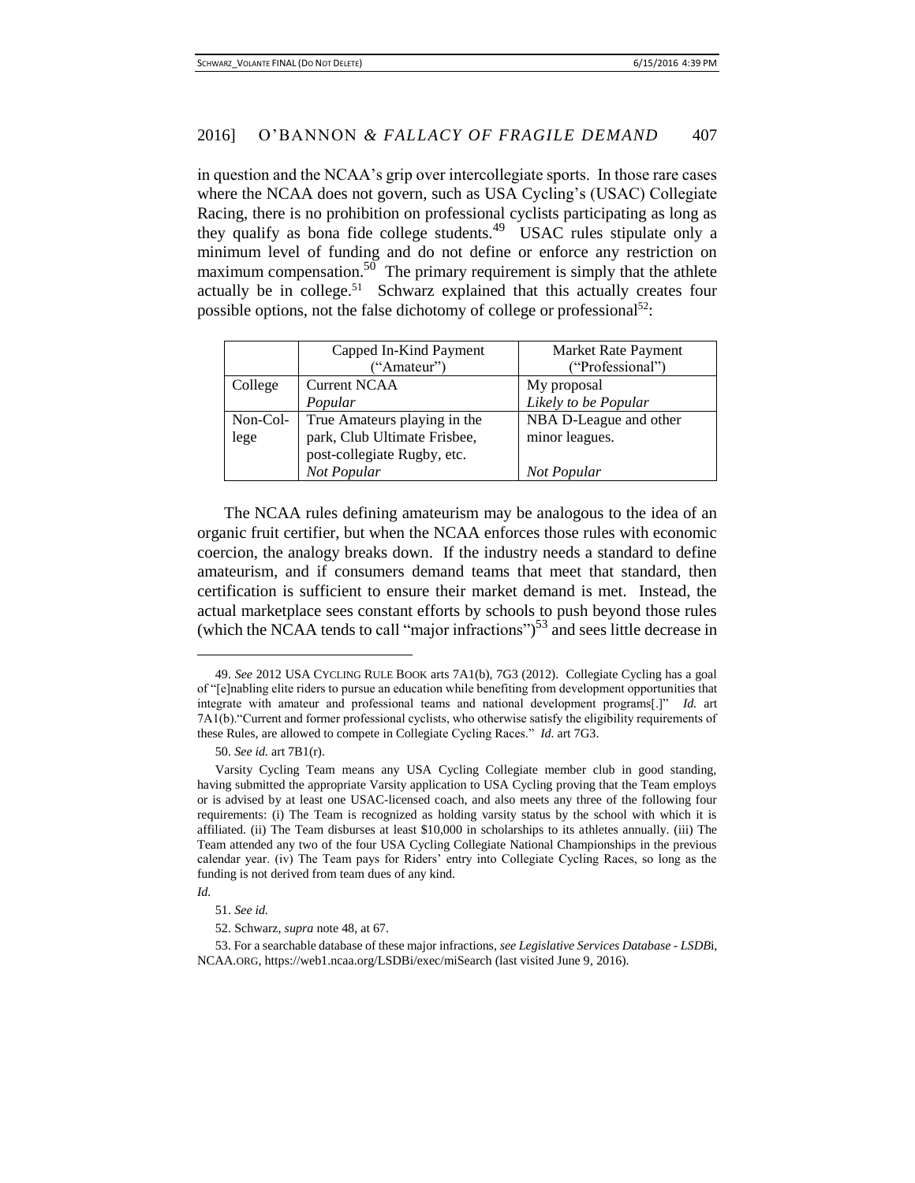in question and the NCAA's grip over intercollegiate sports. In those rare cases where the NCAA does not govern, such as USA Cycling's (USAC) Collegiate Racing, there is no prohibition on professional cyclists participating as long as they qualify as bona fide college students.[49] USAC rules stipulate only a minimum level of funding and do not define or enforce any restriction on maximum compensation.[50] The primary requirement is simply that the athlete actually be in college.[51] Schwarz explained that this actually creates four possible options, not the false dichotomy of college or professional[52]:

| | Capped In-Kind Payment ("Amateur") | Market Rate Payment ("Professional") |
|---|---|---|
| College | Current NCAA *Popular* | My proposal *Likely to be Popular* |
| Non-College | True Amateurs playing in the park, Club Ultimate Frisbee, post-collegiate Rugby, etc. *Not Popular* | NBA D-League and other minor leagues. *Not Popular* |

The NCAA rules defining amateurism may be analogous to the idea of an organic fruit certifier, but when the NCAA enforces those rules with economic coercion, the analogy breaks down. If the industry needs a standard to define amateurism, and if consumers demand teams that meet that standard, then certification is sufficient to ensure their market demand is met. Instead, the actual marketplace sees constant efforts by schools to push beyond those rules (which the NCAA tends to call "major infractions")[53] and sees little decrease in

---

49. *See* 2012 USA CYCLING RULE BOOK arts 7A1(b), 7G3 (2012). Collegiate Cycling has a goal of "[e]nabling elite riders to pursue an education while benefiting from development opportunities that integrate with amateur and professional teams and national development programs[.]" *Id.* art 7A1(b)."Current and former professional cyclists, who otherwise satisfy the eligibility requirements of these Rules, are allowed to compete in Collegiate Cycling Races." *Id.* art 7G3.

50. *See id.* art 7B1(r).

Varsity Cycling Team means any USA Cycling Collegiate member club in good standing, having submitted the appropriate Varsity application to USA Cycling proving that the Team employs or is advised by at least one USAC-licensed coach, and also meets any three of the following four requirements: (i) The Team is recognized as holding varsity status by the school with which it is affiliated. (ii) The Team disburses at least $10,000 in scholarships to its athletes annually. (iii) The Team attended any two of the four USA Cycling Collegiate National Championships in the previous calendar year. (iv) The Team pays for Riders' entry into Collegiate Cycling Races, so long as the funding is not derived from team dues of any kind.

*Id.*

51. *See id.*

52. Schwarz, *supra* note 48, at 67.

53. For a searchable database of these major infractions, *see Legislative Services Database - LSDB*i, NCAA.ORG, https://web1.ncaa.org/LSDBi/exec/miSearch (last visited June 9, 2016).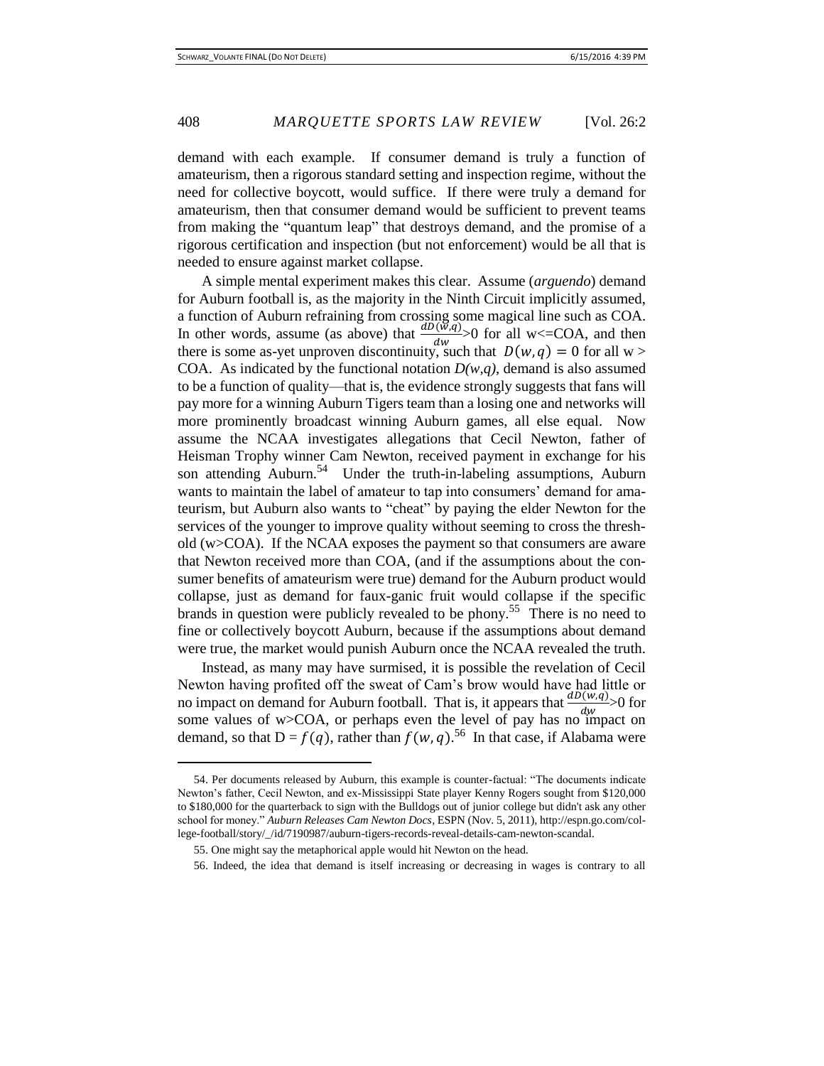demand with each example. If consumer demand is truly a function of amateurism, then a rigorous standard setting and inspection regime, without the need for collective boycott, would suffice. If there were truly a demand for amateurism, then that consumer demand would be sufficient to prevent teams from making the "quantum leap" that destroys demand, and the promise of a rigorous certification and inspection (but not enforcement) would be all that is needed to ensure against market collapse.

A simple mental experiment makes this clear. Assume (*arguendo*) demand for Auburn football is, as the majority in the Ninth Circuit implicitly assumed, a function of Auburn refraining from crossing some magical line such as COA. In other words, assume (as above) that $\frac{dD(w,q)}{dw} > 0$ for all w<=COA, and then there is some as-yet unproven discontinuity, such that $D(w, q) = 0$ for all w > COA. As indicated by the functional notation *D(w,q)*, demand is also assumed to be a function of quality—that is, the evidence strongly suggests that fans will pay more for a winning Auburn Tigers team than a losing one and networks will more prominently broadcast winning Auburn games, all else equal. Now assume the NCAA investigates allegations that Cecil Newton, father of Heisman Trophy winner Cam Newton, received payment in exchange for his son attending Auburn.[54] Under the truth-in-labeling assumptions, Auburn wants to maintain the label of amateur to tap into consumers' demand for amateurism, but Auburn also wants to "cheat" by paying the elder Newton for the services of the younger to improve quality without seeming to cross the threshold (w>COA). If the NCAA exposes the payment so that consumers are aware that Newton received more than COA, (and if the assumptions about the consumer benefits of amateurism were true) demand for the Auburn product would collapse, just as demand for faux-ganic fruit would collapse if the specific brands in question were publicly revealed to be phony.[55] There is no need to fine or collectively boycott Auburn, because if the assumptions about demand were true, the market would punish Auburn once the NCAA revealed the truth.

Instead, as many may have surmised, it is possible the revelation of Cecil Newton having profited off the sweat of Cam's brow would have had little or no impact on demand for Auburn football. That is, it appears that $\frac{dD(w,q)}{dw} > 0$ for some values of w>COA, or perhaps even the level of pay has no impact on demand, so that D = $f(q)$, rather than $f(w, q)$.[56] In that case, if Alabama were

---

54. Per documents released by Auburn, this example is counter-factual: "The documents indicate Newton's father, Cecil Newton, and ex-Mississippi State player Kenny Rogers sought from $120,000 to $180,000 for the quarterback to sign with the Bulldogs out of junior college but didn't ask any other school for money." *Auburn Releases Cam Newton Docs*, ESPN (Nov. 5, 2011), http://espn.go.com/college-football/story/_/id/7190987/auburn-tigers-records-reveal-details-cam-newton-scandal.

55. One might say the metaphorical apple would hit Newton on the head.

56. Indeed, the idea that demand is itself increasing or decreasing in wages is contrary to all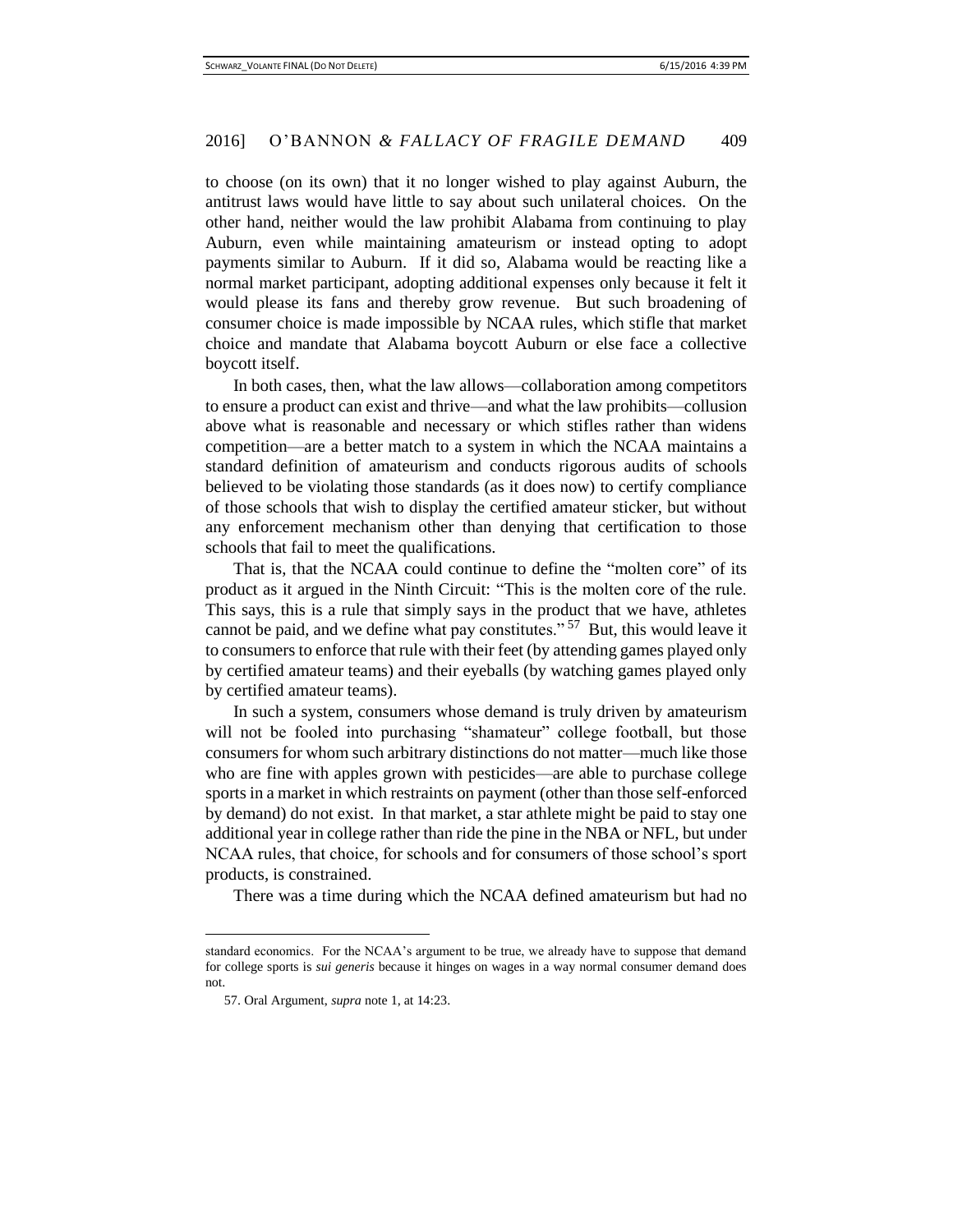to choose (on its own) that it no longer wished to play against Auburn, the antitrust laws would have little to say about such unilateral choices. On the other hand, neither would the law prohibit Alabama from continuing to play Auburn, even while maintaining amateurism or instead opting to adopt payments similar to Auburn. If it did so, Alabama would be reacting like a normal market participant, adopting additional expenses only because it felt it would please its fans and thereby grow revenue. But such broadening of consumer choice is made impossible by NCAA rules, which stifle that market choice and mandate that Alabama boycott Auburn or else face a collective boycott itself.

In both cases, then, what the law allows—collaboration among competitors to ensure a product can exist and thrive—and what the law prohibits—collusion above what is reasonable and necessary or which stifles rather than widens competition—are a better match to a system in which the NCAA maintains a standard definition of amateurism and conducts rigorous audits of schools believed to be violating those standards (as it does now) to certify compliance of those schools that wish to display the certified amateur sticker, but without any enforcement mechanism other than denying that certification to those schools that fail to meet the qualifications.

That is, that the NCAA could continue to define the "molten core" of its product as it argued in the Ninth Circuit: "This is the molten core of the rule. This says, this is a rule that simply says in the product that we have, athletes cannot be paid, and we define what pay constitutes."[57] But, this would leave it to consumers to enforce that rule with their feet (by attending games played only by certified amateur teams) and their eyeballs (by watching games played only by certified amateur teams).

In such a system, consumers whose demand is truly driven by amateurism will not be fooled into purchasing "shamateur" college football, but those consumers for whom such arbitrary distinctions do not matter—much like those who are fine with apples grown with pesticides—are able to purchase college sports in a market in which restraints on payment (other than those self-enforced by demand) do not exist. In that market, a star athlete might be paid to stay one additional year in college rather than ride the pine in the NBA or NFL, but under NCAA rules, that choice, for schools and for consumers of those school's sport products, is constrained.

There was a time during which the NCAA defined amateurism but had no

---

standard economics. For the NCAA's argument to be true, we already have to suppose that demand for college sports is *sui generis* because it hinges on wages in a way normal consumer demand does not.

57. Oral Argument, *supra* note 1, at 14:23.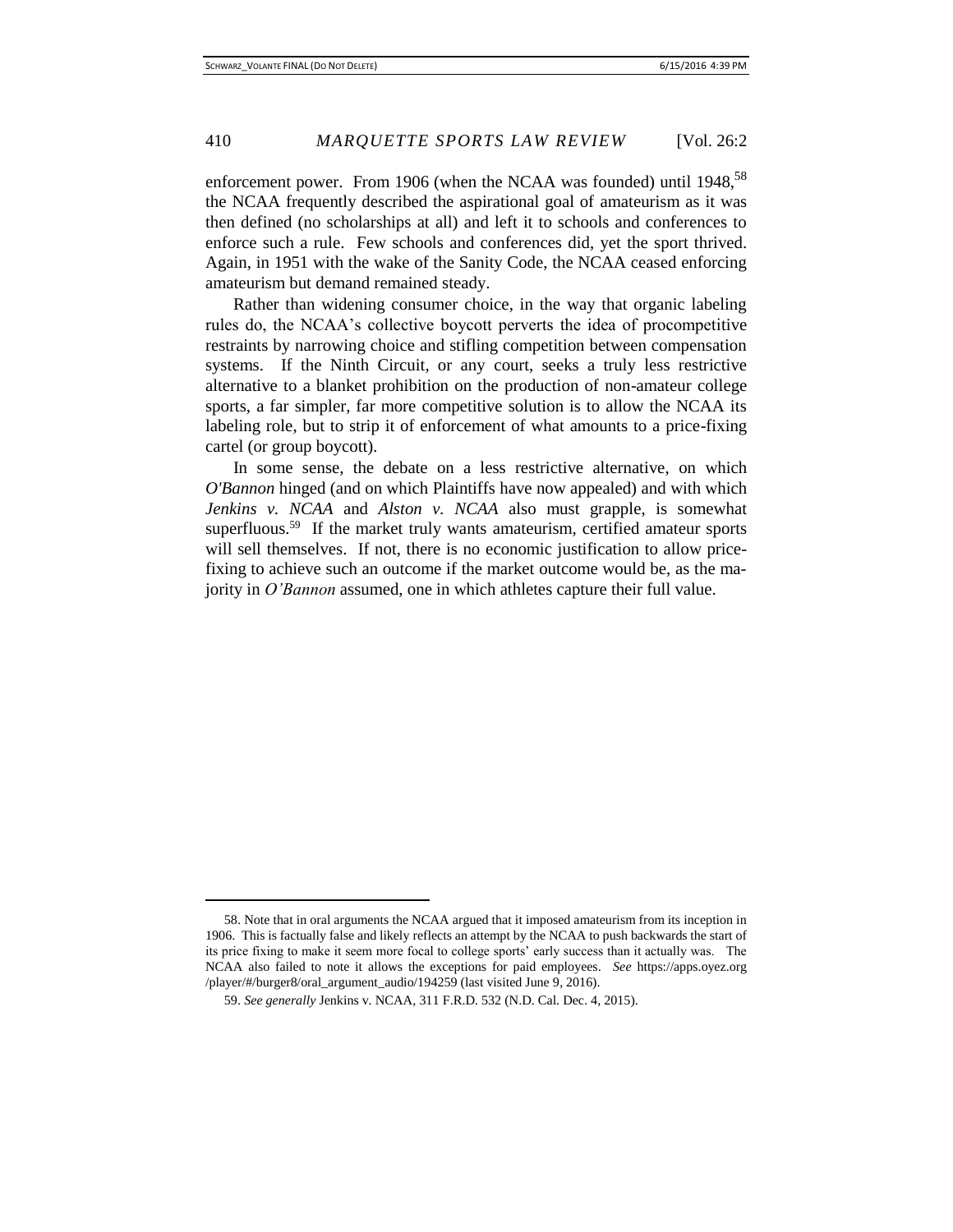enforcement power. From 1906 (when the NCAA was founded) until 1948,[58] the NCAA frequently described the aspirational goal of amateurism as it was then defined (no scholarships at all) and left it to schools and conferences to enforce such a rule. Few schools and conferences did, yet the sport thrived. Again, in 1951 with the wake of the Sanity Code, the NCAA ceased enforcing amateurism but demand remained steady.

Rather than widening consumer choice, in the way that organic labeling rules do, the NCAA's collective boycott perverts the idea of procompetitive restraints by narrowing choice and stifling competition between compensation systems. If the Ninth Circuit, or any court, seeks a truly less restrictive alternative to a blanket prohibition on the production of non-amateur college sports, a far simpler, far more competitive solution is to allow the NCAA its labeling role, but to strip it of enforcement of what amounts to a price-fixing cartel (or group boycott).

In some sense, the debate on a less restrictive alternative, on which *O'Bannon* hinged (and on which Plaintiffs have now appealed) and with which *Jenkins v. NCAA* and *Alston v. NCAA* also must grapple, is somewhat superfluous.[59] If the market truly wants amateurism, certified amateur sports will sell themselves. If not, there is no economic justification to allow price-fixing to achieve such an outcome if the market outcome would be, as the majority in *O'Bannon* assumed, one in which athletes capture their full value.

---

58. Note that in oral arguments the NCAA argued that it imposed amateurism from its inception in 1906. This is factually false and likely reflects an attempt by the NCAA to push backwards the start of its price fixing to make it seem more focal to college sports' early success than it actually was. The NCAA also failed to note it allows the exceptions for paid employees. *See* https://apps.oyez.org/player/#/burger8/oral_argument_audio/194259 (last visited June 9, 2016).

59. *See generally* Jenkins v. NCAA, 311 F.R.D. 532 (N.D. Cal. Dec. 4, 2015).